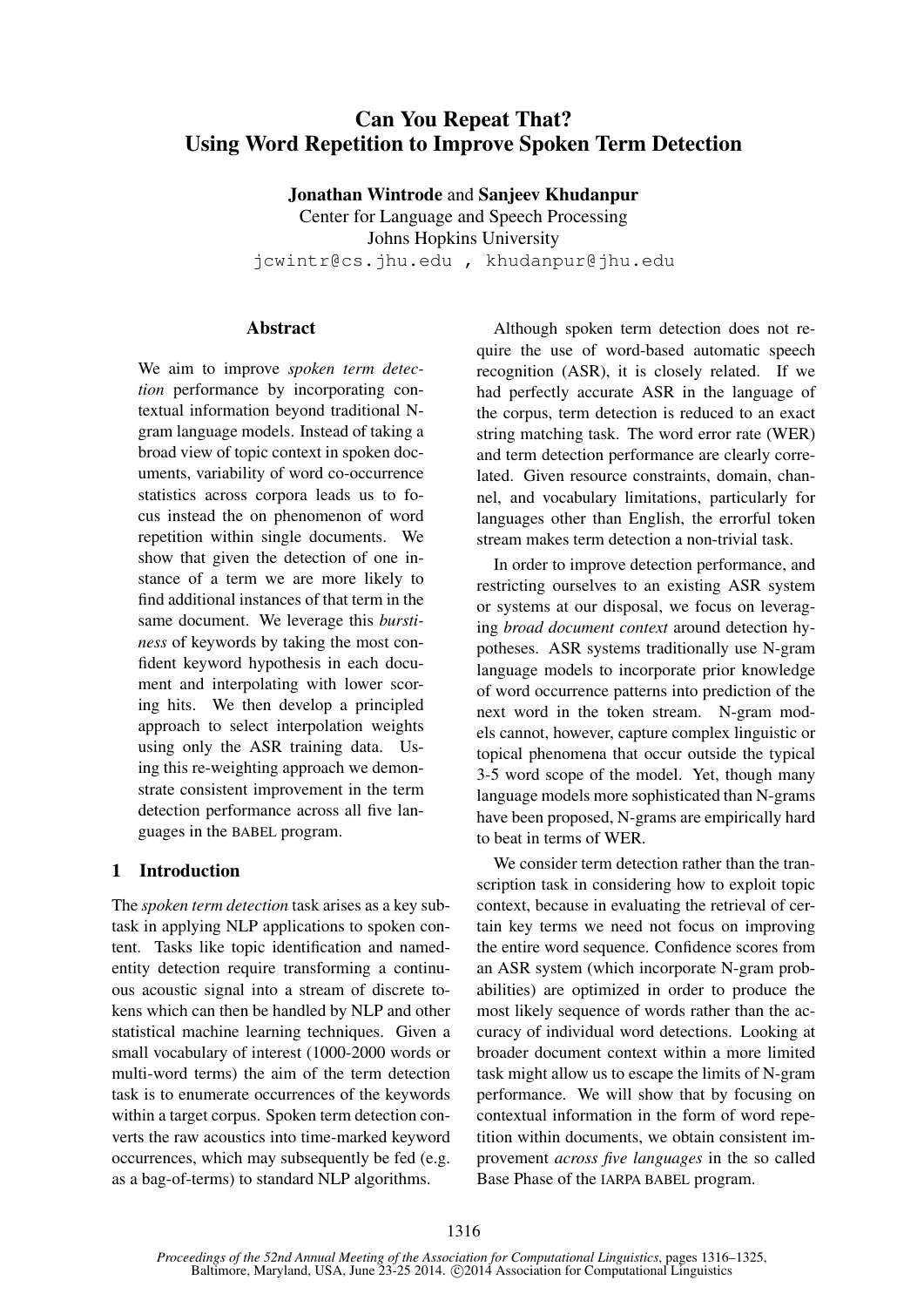# Can You Repeat That? Using Word Repetition to Improve Spoken Term Detection

**Jonathan Wintrode** and **Sanjeev Khudanpur**
Center for Language and Speech Processing
Johns Hopkins University
jcwintr@cs.jhu.edu , khudanpur@jhu.edu

## Abstract

We aim to improve *spoken term detection* performance by incorporating contextual information beyond traditional N-gram language models. Instead of taking a broad view of topic context in spoken documents, variability of word co-occurrence statistics across corpora leads us to focus instead the on phenomenon of word repetition within single documents. We show that given the detection of one instance of a term we are more likely to find additional instances of that term in the same document. We leverage this *burstiness* of keywords by taking the most confident keyword hypothesis in each document and interpolating with lower scoring hits. We then develop a principled approach to select interpolation weights using only the ASR training data. Using this re-weighting approach we demonstrate consistent improvement in the term detection performance across all five languages in the BABEL program.

## 1 Introduction

The *spoken term detection* task arises as a key subtask in applying NLP applications to spoken content. Tasks like topic identification and named-entity detection require transforming a continuous acoustic signal into a stream of discrete tokens which can then be handled by NLP and other statistical machine learning techniques. Given a small vocabulary of interest (1000-2000 words or multi-word terms) the aim of the term detection task is to enumerate occurrences of the keywords within a target corpus. Spoken term detection converts the raw acoustics into time-marked keyword occurrences, which may subsequently be fed (e.g. as a bag-of-terms) to standard NLP algorithms.

Although spoken term detection does not require the use of word-based automatic speech recognition (ASR), it is closely related. If we had perfectly accurate ASR in the language of the corpus, term detection is reduced to an exact string matching task. The word error rate (WER) and term detection performance are clearly correlated. Given resource constraints, domain, channel, and vocabulary limitations, particularly for languages other than English, the errorful token stream makes term detection a non-trivial task.

In order to improve detection performance, and restricting ourselves to an existing ASR system or systems at our disposal, we focus on leveraging *broad document context* around detection hypotheses. ASR systems traditionally use N-gram language models to incorporate prior knowledge of word occurrence patterns into prediction of the next word in the token stream. N-gram models cannot, however, capture complex linguistic or topical phenomena that occur outside the typical 3-5 word scope of the model. Yet, though many language models more sophisticated than N-grams have been proposed, N-grams are empirically hard to beat in terms of WER.

We consider term detection rather than the transcription task in considering how to exploit topic context, because in evaluating the retrieval of certain key terms we need not focus on improving the entire word sequence. Confidence scores from an ASR system (which incorporate N-gram probabilities) are optimized in order to produce the most likely sequence of words rather than the accuracy of individual word detections. Looking at broader document context within a more limited task might allow us to escape the limits of N-gram performance. We will show that by focusing on contextual information in the form of word repetition within documents, we obtain consistent improvement *across five languages* in the so called Base Phase of the IARPA BABEL program.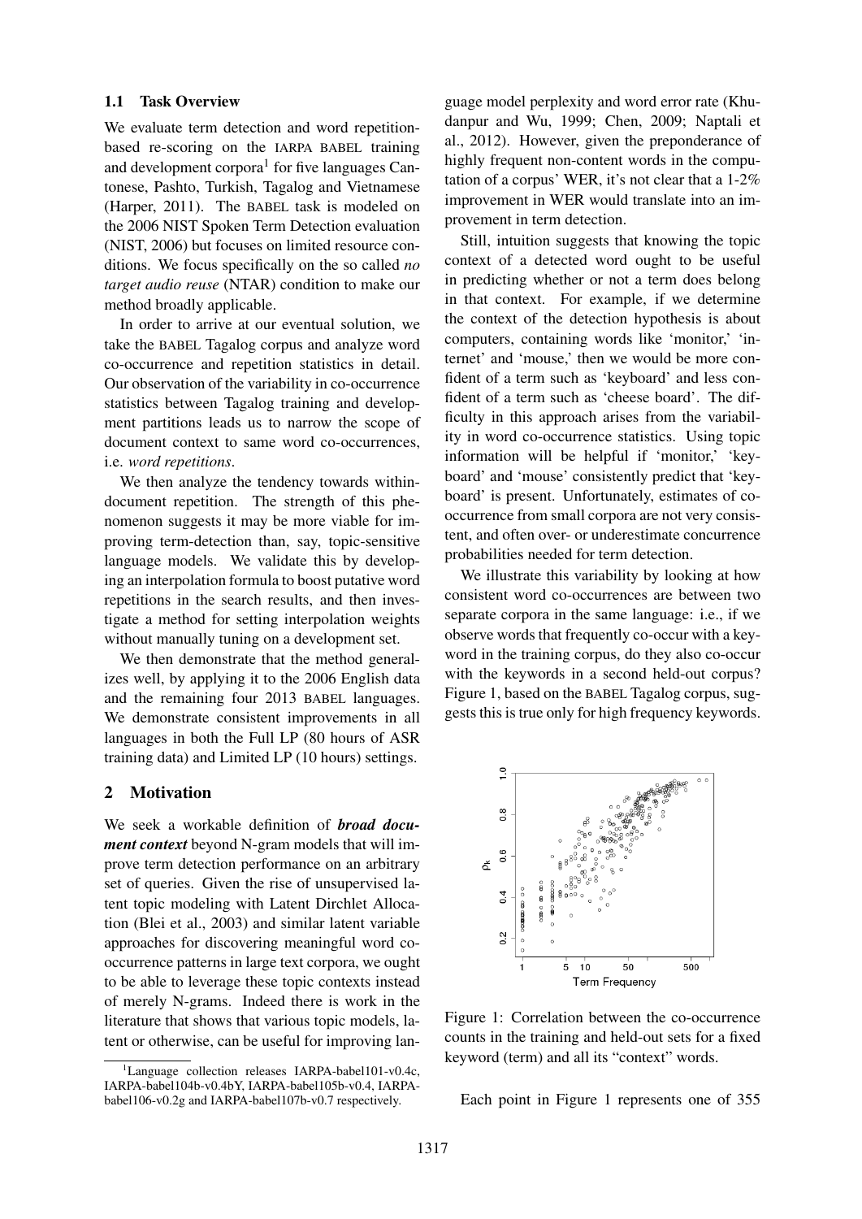### 1.1 Task Overview

We evaluate term detection and word repetition-based re-scoring on the IARPA BABEL training and development corpora[1] for five languages Cantonese, Pashto, Turkish, Tagalog and Vietnamese (Harper, 2011). The BABEL task is modeled on the 2006 NIST Spoken Term Detection evaluation (NIST, 2006) but focuses on limited resource conditions. We focus specifically on the so called *no target audio reuse* (NTAR) condition to make our method broadly applicable.

In order to arrive at our eventual solution, we take the BABEL Tagalog corpus and analyze word co-occurrence and repetition statistics in detail. Our observation of the variability in co-occurrence statistics between Tagalog training and development partitions leads us to narrow the scope of document context to same word co-occurrences, i.e. *word repetitions*.

We then analyze the tendency towards within-document repetition. The strength of this phenomenon suggests it may be more viable for improving term-detection than, say, topic-sensitive language models. We validate this by developing an interpolation formula to boost putative word repetitions in the search results, and then investigate a method for setting interpolation weights without manually tuning on a development set.

We then demonstrate that the method generalizes well, by applying it to the 2006 English data and the remaining four 2013 BABEL languages. We demonstrate consistent improvements in all languages in both the Full LP (80 hours of ASR training data) and Limited LP (10 hours) settings.

## 2 Motivation

We seek a workable definition of ***broad document context*** beyond N-gram models that will improve term detection performance on an arbitrary set of queries. Given the rise of unsupervised latent topic modeling with Latent Dirchlet Allocation (Blei et al., 2003) and similar latent variable approaches for discovering meaningful word co-occurrence patterns in large text corpora, we ought to be able to leverage these topic contexts instead of merely N-grams. Indeed there is work in the literature that shows that various topic models, latent or otherwise, can be useful for improving language model perplexity and word error rate (Khudanpur and Wu, 1999; Chen, 2009; Naptali et al., 2012). However, given the preponderance of highly frequent non-content words in the computation of a corpus' WER, it's not clear that a 1-2% improvement in WER would translate into an improvement in term detection.

Still, intuition suggests that knowing the topic context of a detected word ought to be useful in predicting whether or not a term does belong in that context. For example, if we determine the context of the detection hypothesis is about computers, containing words like 'monitor,' 'internet' and 'mouse,' then we would be more confident of a term such as 'keyboard' and less confident of a term such as 'cheese board'. The difficulty in this approach arises from the variability in word co-occurrence statistics. Using topic information will be helpful if 'monitor,' 'keyboard' and 'mouse' consistently predict that 'keyboard' is present. Unfortunately, estimates of co-occurrence from small corpora are not very consistent, and often over- or underestimate concurrence probabilities needed for term detection.

We illustrate this variability by looking at how consistent word co-occurrences are between two separate corpora in the same language: i.e., if we observe words that frequently co-occur with a keyword in the training corpus, do they also co-occur with the keywords in a second held-out corpus? Figure 1, based on the BABEL Tagalog corpus, suggests this is true only for high frequency keywords.

Figure 1: Correlation between the co-occurrence counts in the training and held-out sets for a fixed keyword (term) and all its "context" words.

Each point in Figure 1 represents one of 355

[1] Language collection releases IARPA-babel101-v0.4c, IARPA-babel104b-v0.4bY, IARPA-babel105b-v0.4, IARPA-babel106-v0.2g and IARPA-babel107b-v0.7 respectively.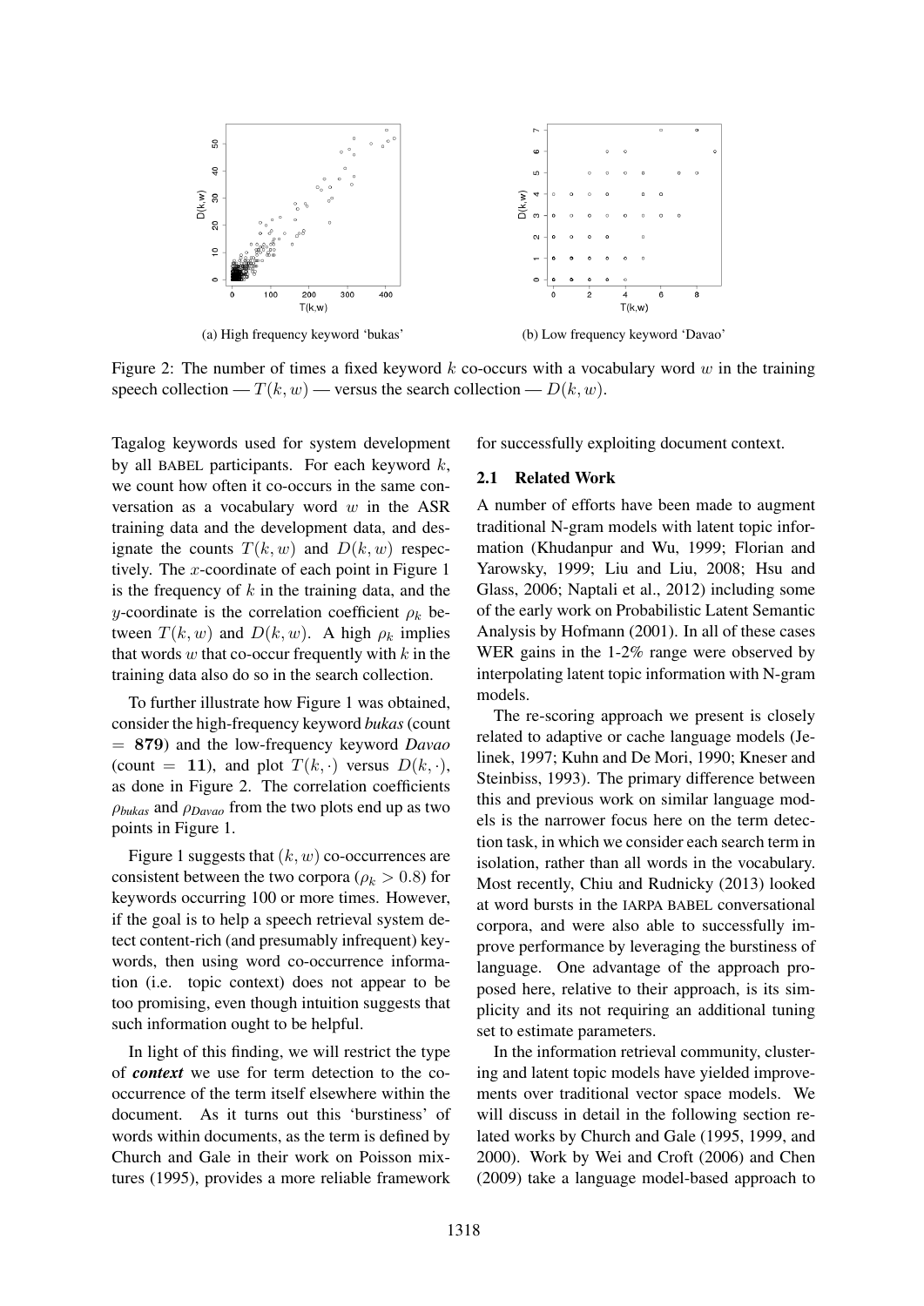(a) High frequency keyword 'bukas'

(b) Low frequency keyword 'Davao'

Figure 2: The number of times a fixed keyword $k$ co-occurs with a vocabulary word $w$ in the training speech collection — $T(k, w)$ — versus the search collection — $D(k, w)$.

Tagalog keywords used for system development by all BABEL participants. For each keyword $k$, we count how often it co-occurs in the same conversation as a vocabulary word $w$ in the ASR training data and the development data, and designate the counts $T(k, w)$ and $D(k, w)$ respectively. The $x$-coordinate of each point in Figure 1 is the frequency of $k$ in the training data, and the $y$-coordinate is the correlation coefficient $\rho_k$ between $T(k, w)$ and $D(k, w)$. A high $\rho_k$ implies that words $w$ that co-occur frequently with $k$ in the training data also do so in the search collection.

To further illustrate how Figure 1 was obtained, consider the high-frequency keyword *bukas* (count $= \mathbf{879}$) and the low-frequency keyword *Davao* (count $= \mathbf{11}$), and plot $T(k, \cdot)$ versus $D(k, \cdot)$, as done in Figure 2. The correlation coefficients $\rho_{bukas}$ and $\rho_{Davao}$ from the two plots end up as two points in Figure 1.

Figure 1 suggests that $(k, w)$ co-occurrences are consistent between the two corpora ($\rho_k > 0.8$) for keywords occurring 100 or more times. However, if the goal is to help a speech retrieval system detect content-rich (and presumably infrequent) keywords, then using word co-occurrence information (i.e. topic context) does not appear to be too promising, even though intuition suggests that such information ought to be helpful.

In light of this finding, we will restrict the type of ***context*** we use for term detection to the co-occurrence of the term itself elsewhere within the document. As it turns out this 'burstiness' of words within documents, as the term is defined by Church and Gale in their work on Poisson mixtures (1995), provides a more reliable framework for successfully exploiting document context.

### 2.1 Related Work

A number of efforts have been made to augment traditional N-gram models with latent topic information (Khudanpur and Wu, 1999; Florian and Yarowsky, 1999; Liu and Liu, 2008; Hsu and Glass, 2006; Naptali et al., 2012) including some of the early work on Probabilistic Latent Semantic Analysis by Hofmann (2001). In all of these cases WER gains in the 1-2% range were observed by interpolating latent topic information with N-gram models.

The re-scoring approach we present is closely related to adaptive or cache language models (Jelinek, 1997; Kuhn and De Mori, 1990; Kneser and Steinbiss, 1993). The primary difference between this and previous work on similar language models is the narrower focus here on the term detection task, in which we consider each search term in isolation, rather than all words in the vocabulary. Most recently, Chiu and Rudnicky (2013) looked at word bursts in the IARPA BABEL conversational corpora, and were also able to successfully improve performance by leveraging the burstiness of language. One advantage of the approach proposed here, relative to their approach, is its simplicity and its not requiring an additional tuning set to estimate parameters.

In the information retrieval community, clustering and latent topic models have yielded improvements over traditional vector space models. We will discuss in detail in the following section related works by Church and Gale (1995, 1999, and 2000). Work by Wei and Croft (2006) and Chen (2009) take a language model-based approach to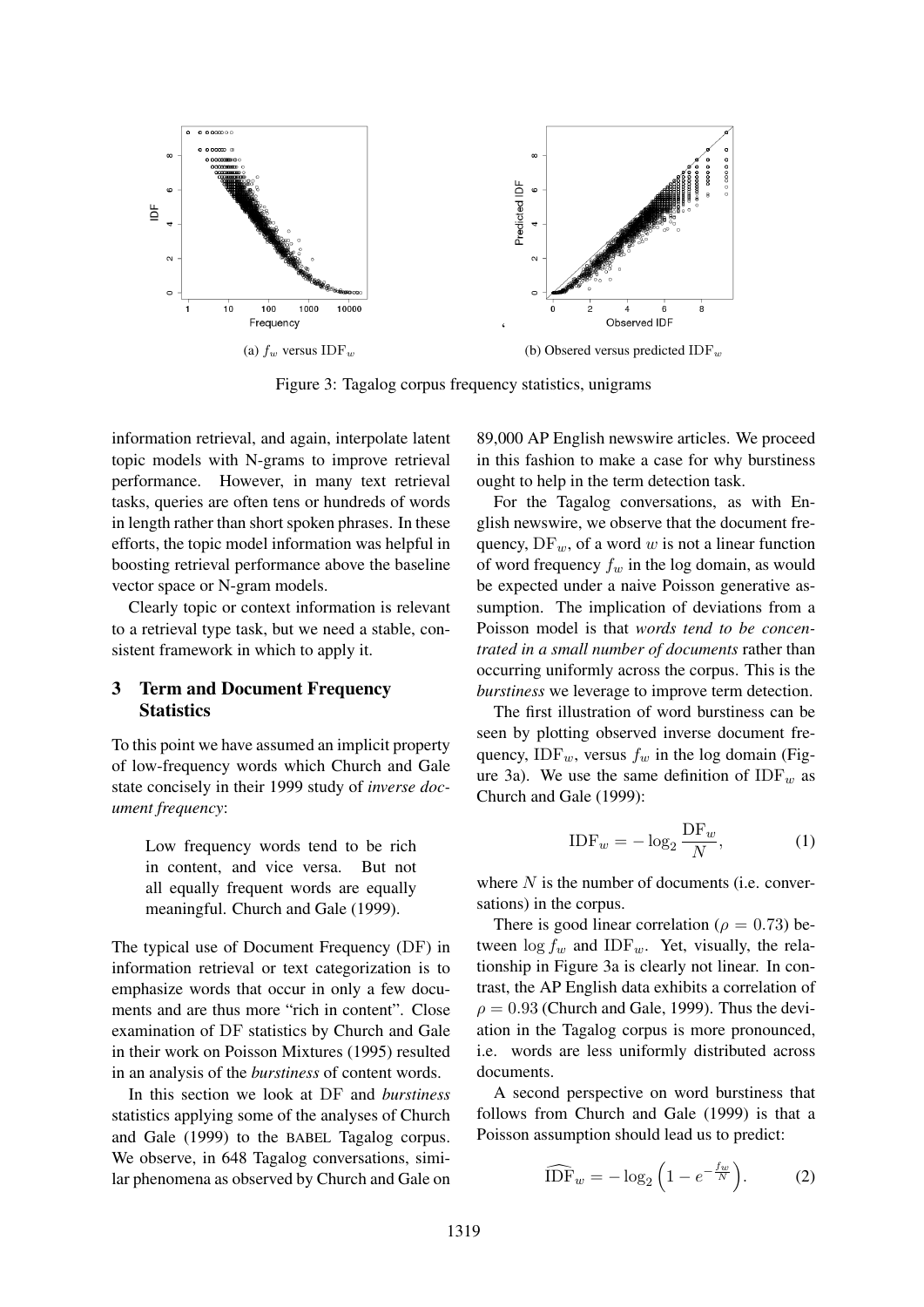(a) $f_w$ versus $\mathrm{IDF}_w$

(b) Obsered versus predicted $\mathrm{IDF}_w$

Figure 3: Tagalog corpus frequency statistics, unigrams

information retrieval, and again, interpolate latent topic models with N-grams to improve retrieval performance. However, in many text retrieval tasks, queries are often tens or hundreds of words in length rather than short spoken phrases. In these efforts, the topic model information was helpful in boosting retrieval performance above the baseline vector space or N-gram models.

Clearly topic or context information is relevant to a retrieval type task, but we need a stable, consistent framework in which to apply it.

## 3 Term and Document Frequency Statistics

To this point we have assumed an implicit property of low-frequency words which Church and Gale state concisely in their 1999 study of *inverse document frequency*:

> Low frequency words tend to be rich in content, and vice versa. But not all equally frequent words are equally meaningful. Church and Gale (1999).

The typical use of Document Frequency (DF) in information retrieval or text categorization is to emphasize words that occur in only a few documents and are thus more "rich in content". Close examination of DF statistics by Church and Gale in their work on Poisson Mixtures (1995) resulted in an analysis of the *burstiness* of content words.

In this section we look at DF and *burstiness* statistics applying some of the analyses of Church and Gale (1999) to the BABEL Tagalog corpus. We observe, in 648 Tagalog conversations, similar phenomena as observed by Church and Gale on 89,000 AP English newswire articles. We proceed in this fashion to make a case for why burstiness ought to help in the term detection task.

For the Tagalog conversations, as with English newswire, we observe that the document frequency, $\mathrm{DF}_w$, of a word $w$ is not a linear function of word frequency $f_w$ in the log domain, as would be expected under a naive Poisson generative assumption. The implication of deviations from a Poisson model is that *words tend to be concentrated in a small number of documents* rather than occurring uniformly across the corpus. This is the *burstiness* we leverage to improve term detection.

The first illustration of word burstiness can be seen by plotting observed inverse document frequency, $\mathrm{IDF}_w$, versus $f_w$ in the log domain (Figure 3a). We use the same definition of $\mathrm{IDF}_w$ as Church and Gale (1999):

$$\mathrm{IDF}_w = -\log_2 \frac{\mathrm{DF}_w}{N}, \tag{1}$$

where $N$ is the number of documents (i.e. conversations) in the corpus.

There is good linear correlation ($\rho = 0.73$) between $\log f_w$ and $\mathrm{IDF}_w$. Yet, visually, the relationship in Figure 3a is clearly not linear. In contrast, the AP English data exhibits a correlation of $\rho = 0.93$ (Church and Gale, 1999). Thus the deviation in the Tagalog corpus is more pronounced, i.e. words are less uniformly distributed across documents.

A second perspective on word burstiness that follows from Church and Gale (1999) is that a Poisson assumption should lead us to predict:

$$\widehat{\mathrm{IDF}}_w = -\log_2 \left(1 - e^{-\frac{f_w}{N}}\right). \tag{2}$$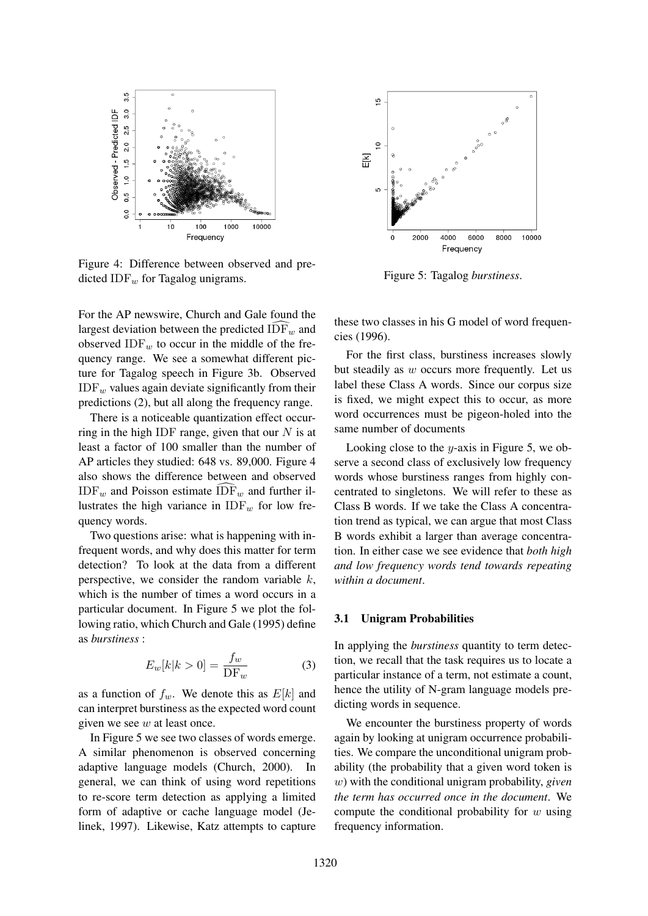Figure 4: Difference between observed and predicted $\text{IDF}_w$ for Tagalog unigrams.

Figure 5: Tagalog *burstiness*.

For the AP newswire, Church and Gale found the largest deviation between the predicted $\widehat{\text{IDF}}_w$ and observed $\text{IDF}_w$ to occur in the middle of the frequency range. We see a somewhat different picture for Tagalog speech in Figure 3b. Observed $\text{IDF}_w$ values again deviate significantly from their predictions (2), but all along the frequency range.

There is a noticeable quantization effect occurring in the high IDF range, given that our $N$ is at least a factor of 100 smaller than the number of AP articles they studied: 648 vs. 89,000. Figure 4 also shows the difference between and observed $\text{IDF}_w$ and Poisson estimate $\widehat{\text{IDF}}_w$ and further illustrates the high variance in $\text{IDF}_w$ for low frequency words.

Two questions arise: what is happening with infrequent words, and why does this matter for term detection? To look at the data from a different perspective, we consider the random variable $k$, which is the number of times a word occurs in a particular document. In Figure 5 we plot the following ratio, which Church and Gale (1995) define as *burstiness* :

$$E_w[k|k>0] = \frac{f_w}{\text{DF}_w} \quad (3)$$

as a function of $f_w$. We denote this as $E[k]$ and can interpret burstiness as the expected word count given we see $w$ at least once.

In Figure 5 we see two classes of words emerge. A similar phenomenon is observed concerning adaptive language models (Church, 2000). In general, we can think of using word repetitions to re-score term detection as applying a limited form of adaptive or cache language model (Jelinek, 1997). Likewise, Katz attempts to capture these two classes in his G model of word frequencies (1996).

For the first class, burstiness increases slowly but steadily as $w$ occurs more frequently. Let us label these Class A words. Since our corpus size is fixed, we might expect this to occur, as more word occurrences must be pigeon-holed into the same number of documents

Looking close to the $y$-axis in Figure 5, we observe a second class of exclusively low frequency words whose burstiness ranges from highly concentrated to singletons. We will refer to these as Class B words. If we take the Class A concentration trend as typical, we can argue that most Class B words exhibit a larger than average concentration. In either case we see evidence that *both high and low frequency words tend towards repeating within a document*.

### 3.1 Unigram Probabilities

In applying the *burstiness* quantity to term detection, we recall that the task requires us to locate a particular instance of a term, not estimate a count, hence the utility of N-gram language models predicting words in sequence.

We encounter the burstiness property of words again by looking at unigram occurrence probabilities. We compare the unconditional unigram probability (the probability that a given word token is $w$) with the conditional unigram probability, *given the term has occurred once in the document*. We compute the conditional probability for $w$ using frequency information.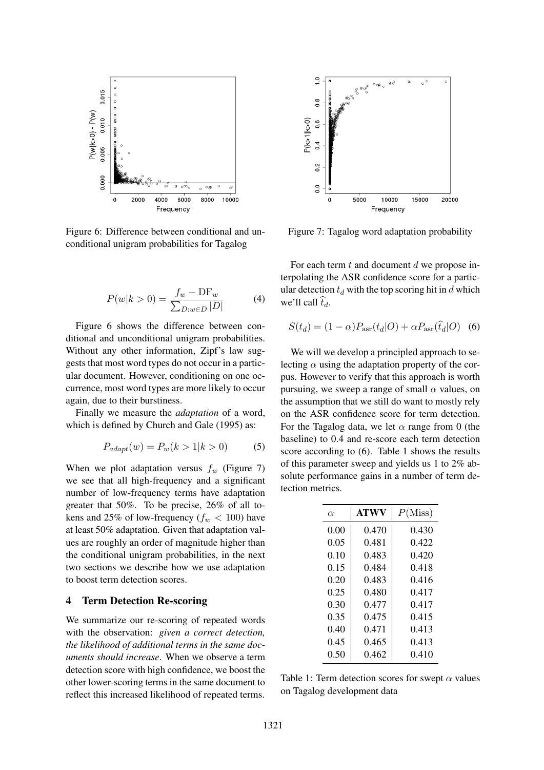Figure 6: Difference between conditional and unconditional unigram probabilities for Tagalog

Figure 7: Tagalog word adaptation probability

$$P(w|k>0) = \frac{f_w - \text{DF}_w}{\sum_{D:w \in D} |D|} \quad (4)$$

Figure 6 shows the difference between conditional and unconditional unigram probabilities. Without any other information, Zipf's law suggests that most word types do not occur in a particular document. However, conditioning on one occurrence, most word types are more likely to occur again, due to their burstiness.

Finally we measure the *adaptation* of a word, which is defined by Church and Gale (1995) as:

$$P_{adapt}(w) = P_w(k>1|k>0) \quad (5)$$

When we plot adaptation versus $f_w$ (Figure 7) we see that all high-frequency and a significant number of low-frequency terms have adaptation greater that 50%. To be precise, 26% of all tokens and 25% of low-frequency ($f_w < 100$) have at least 50% adaptation. Given that adaptation values are roughly an order of magnitude higher than the conditional unigram probabilities, in the next two sections we describe how we use adaptation to boost term detection scores.

## 4 Term Detection Re-scoring

We summarize our re-scoring of repeated words with the observation: *given a correct detection, the likelihood of additional terms in the same documents should increase*. When we observe a term detection score with high confidence, we boost the other lower-scoring terms in the same document to reflect this increased likelihood of repeated terms.

For each term $t$ and document $d$ we propose interpolating the ASR confidence score for a particular detection $t_d$ with the top scoring hit in $d$ which we'll call $\widehat{t}_d$.

$$S(t_d) = (1-\alpha)P_{\text{asr}}(t_d|O) + \alpha P_{\text{asr}}(\widehat{t}_d|O) \quad (6)$$

We will we develop a principled approach to selecting $\alpha$ using the adaptation property of the corpus. However to verify that this approach is worth pursuing, we sweep a range of small $\alpha$ values, on the assumption that we still do want to mostly rely on the ASR confidence score for term detection. For the Tagalog data, we let $\alpha$ range from 0 (the baseline) to 0.4 and re-score each term detection score according to (6). Table 1 shows the results of this parameter sweep and yields us 1 to 2% absolute performance gains in a number of term detection metrics.

| $\alpha$ | **ATWV** | $P(\text{Miss})$ |
|---|---|---|
| 0.00 | 0.470 | 0.430 |
| 0.05 | 0.481 | 0.422 |
| 0.10 | 0.483 | 0.420 |
| 0.15 | 0.484 | 0.418 |
| 0.20 | 0.483 | 0.416 |
| 0.25 | 0.480 | 0.417 |
| 0.30 | 0.477 | 0.417 |
| 0.35 | 0.475 | 0.415 |
| 0.40 | 0.471 | 0.413 |
| 0.45 | 0.465 | 0.413 |
| 0.50 | 0.462 | 0.410 |

Table 1: Term detection scores for swept $\alpha$ values on Tagalog development data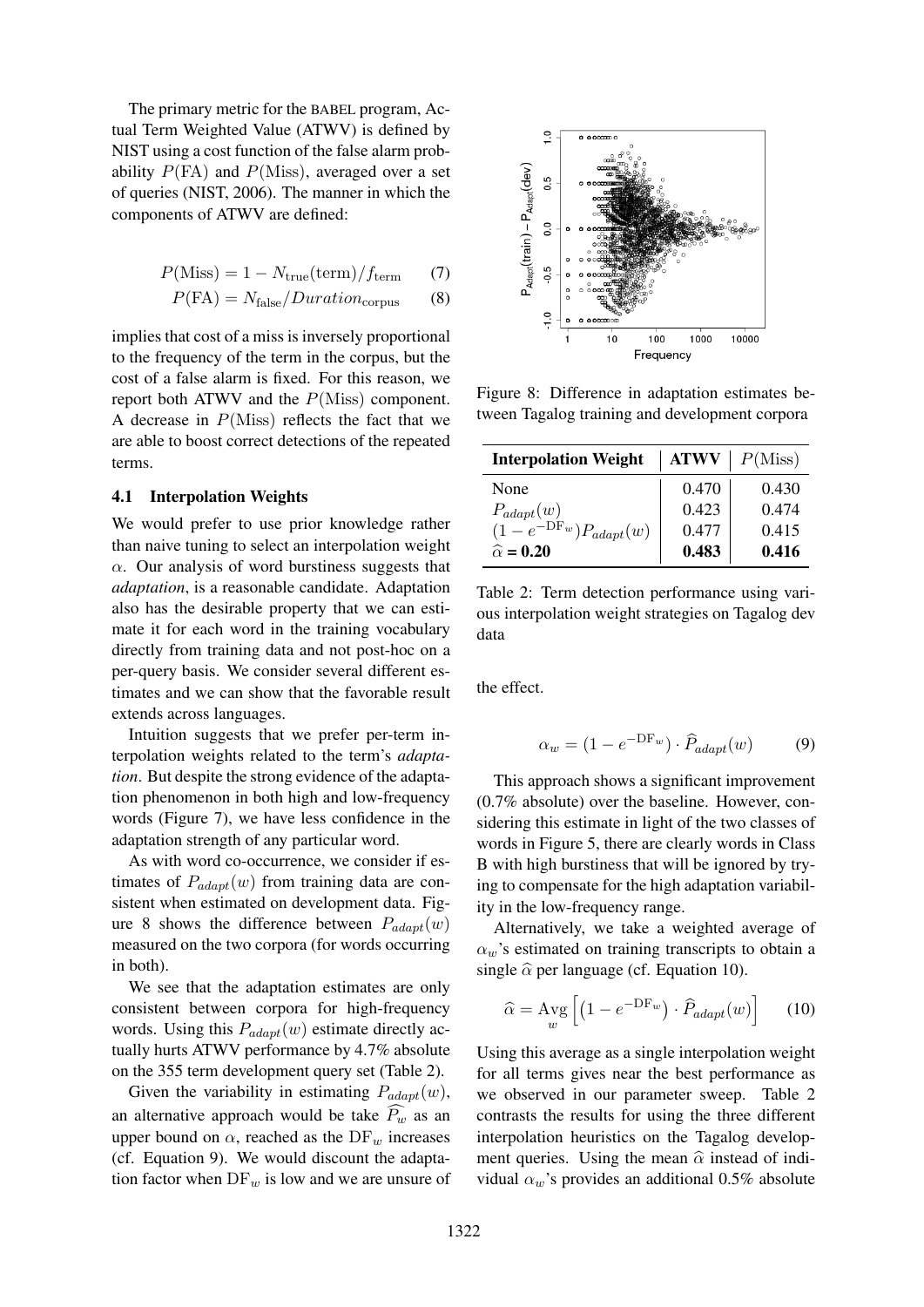The primary metric for the BABEL program, Actual Term Weighted Value (ATWV) is defined by NIST using a cost function of the false alarm probability $P(\text{FA})$ and $P(\text{Miss})$, averaged over a set of queries (NIST, 2006). The manner in which the components of ATWV are defined:

$$P(\text{Miss}) = 1 - N_{\text{true}}(\text{term})/f_{\text{term}} \quad (7)$$

$$P(\text{FA}) = N_{\text{false}}/Duration_{\text{corpus}} \quad (8)$$

implies that cost of a miss is inversely proportional to the frequency of the term in the corpus, but the cost of a false alarm is fixed. For this reason, we report both ATWV and the $P(\text{Miss})$ component. A decrease in $P(\text{Miss})$ reflects the fact that we are able to boost correct detections of the repeated terms.

### 4.1 Interpolation Weights

We would prefer to use prior knowledge rather than naive tuning to select an interpolation weight $\alpha$. Our analysis of word burstiness suggests that *adaptation*, is a reasonable candidate. Adaptation also has the desirable property that we can estimate it for each word in the training vocabulary directly from training data and not post-hoc on a per-query basis. We consider several different estimates and we can show that the favorable result extends across languages.

Intuition suggests that we prefer per-term interpolation weights related to the term's *adaptation*. But despite the strong evidence of the adaptation phenomenon in both high and low-frequency words (Figure 7), we have less confidence in the adaptation strength of any particular word.

As with word co-occurrence, we consider if estimates of $P_{adapt}(w)$ from training data are consistent when estimated on development data. Figure 8 shows the difference between $P_{adapt}(w)$ measured on the two corpora (for words occurring in both).

We see that the adaptation estimates are only consistent between corpora for high-frequency words. Using this $P_{adapt}(w)$ estimate directly actually hurts ATWV performance by 4.7% absolute on the 355 term development query set (Table 2).

Given the variability in estimating $P_{adapt}(w)$, an alternative approach would be take $\widehat{P_w}$ as an upper bound on $\alpha$, reached as the $\text{DF}_w$ increases (cf. Equation 9). We would discount the adaptation factor when $\text{DF}_w$ is low and we are unsure of the effect.

Figure 8: Difference in adaptation estimates between Tagalog training and development corpora

| Interpolation Weight | ATWV | $P(\text{Miss})$ |
|---|---|---|
| None | 0.470 | 0.430 |
| $P_{adapt}(w)$ | 0.423 | 0.474 |
| $(1 - e^{-\text{DF}_w})P_{adapt}(w)$ | 0.477 | 0.415 |
| **$\widehat{\alpha}$ = 0.20** | **0.483** | **0.416** |

Table 2: Term detection performance using various interpolation weight strategies on Tagalog dev data

$$\alpha_w = (1 - e^{-\text{DF}_w}) \cdot \widehat{P}_{adapt}(w) \quad (9)$$

This approach shows a significant improvement (0.7% absolute) over the baseline. However, considering this estimate in light of the two classes of words in Figure 5, there are clearly words in Class B with high burstiness that will be ignored by trying to compensate for the high adaptation variability in the low-frequency range.

Alternatively, we take a weighted average of $\alpha_w$'s estimated on training transcripts to obtain a single $\widehat{\alpha}$ per language (cf. Equation 10).

$$\widehat{\alpha} = \underset{w}{\text{Avg}}\left[\left(1 - e^{-\text{DF}_w}\right) \cdot \widehat{P}_{adapt}(w)\right] \quad (10)$$

Using this average as a single interpolation weight for all terms gives near the best performance as we observed in our parameter sweep. Table 2 contrasts the results for using the three different interpolation heuristics on the Tagalog development queries. Using the mean $\widehat{\alpha}$ instead of individual $\alpha_w$'s provides an additional 0.5% absolute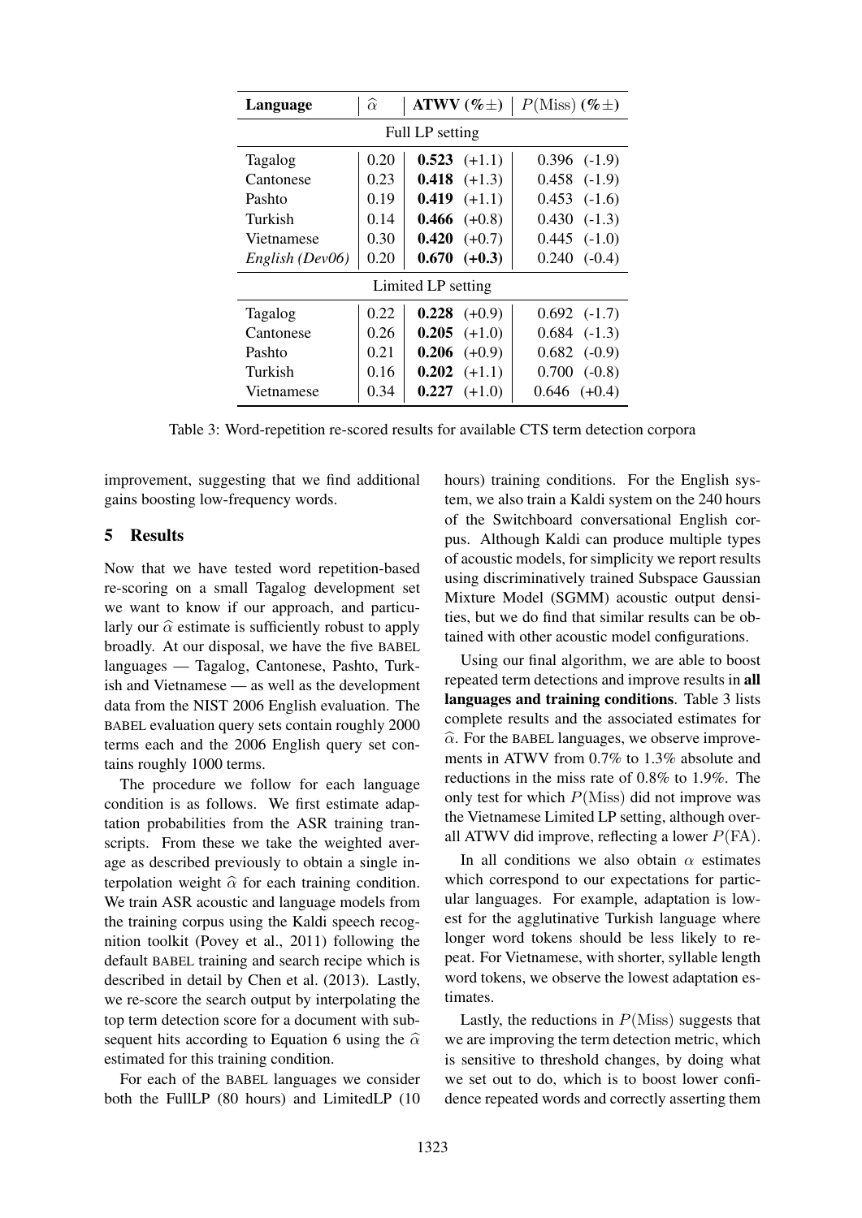| Language | $\widehat{\alpha}$ | ATWV (%±) | $P(\text{Miss})$ (%±) |
|---|---|---|---|
| Full LP setting | | | |
| Tagalog | 0.20 | **0.523** (+1.1) | 0.396 (-1.9) |
| Cantonese | 0.23 | **0.418** (+1.3) | 0.458 (-1.9) |
| Pashto | 0.19 | **0.419** (+1.1) | 0.453 (-1.6) |
| Turkish | 0.14 | **0.466** (+0.8) | 0.430 (-1.3) |
| Vietnamese | 0.30 | **0.420** (+0.7) | 0.445 (-1.0) |
| *English (Dev06)* | 0.20 | **0.670** **(+0.3)** | 0.240 (-0.4) |
| Limited LP setting | | | |
| Tagalog | 0.22 | **0.228** (+0.9) | 0.692 (-1.7) |
| Cantonese | 0.26 | **0.205** (+1.0) | 0.684 (-1.3) |
| Pashto | 0.21 | **0.206** (+0.9) | 0.682 (-0.9) |
| Turkish | 0.16 | **0.202** (+1.1) | 0.700 (-0.8) |
| Vietnamese | 0.34 | **0.227** (+1.0) | 0.646 (+0.4) |

Table 3: Word-repetition re-scored results for available CTS term detection corpora

improvement, suggesting that we find additional gains boosting low-frequency words.

## 5 Results

Now that we have tested word repetition-based re-scoring on a small Tagalog development set we want to know if our approach, and particularly our $\widehat{\alpha}$ estimate is sufficiently robust to apply broadly. At our disposal, we have the five BABEL languages — Tagalog, Cantonese, Pashto, Turkish and Vietnamese — as well as the development data from the NIST 2006 English evaluation. The BABEL evaluation query sets contain roughly 2000 terms each and the 2006 English query set contains roughly 1000 terms.

The procedure we follow for each language condition is as follows. We first estimate adaptation probabilities from the ASR training transcripts. From these we take the weighted average as described previously to obtain a single interpolation weight $\widehat{\alpha}$ for each training condition. We train ASR acoustic and language models from the training corpus using the Kaldi speech recognition toolkit (Povey et al., 2011) following the default BABEL training and search recipe which is described in detail by Chen et al. (2013). Lastly, we re-score the search output by interpolating the top term detection score for a document with subsequent hits according to Equation 6 using the $\widehat{\alpha}$ estimated for this training condition.

For each of the BABEL languages we consider both the FullLP (80 hours) and LimitedLP (10 hours) training conditions. For the English system, we also train a Kaldi system on the 240 hours of the Switchboard conversational English corpus. Although Kaldi can produce multiple types of acoustic models, for simplicity we report results using discriminatively trained Subspace Gaussian Mixture Model (SGMM) acoustic output densities, but we do find that similar results can be obtained with other acoustic model configurations.

Using our final algorithm, we are able to boost repeated term detections and improve results in **all languages and training conditions**. Table 3 lists complete results and the associated estimates for $\widehat{\alpha}$. For the BABEL languages, we observe improvements in ATWV from 0.7% to 1.3% absolute and reductions in the miss rate of 0.8% to 1.9%. The only test for which $P(\text{Miss})$ did not improve was the Vietnamese Limited LP setting, although overall ATWV did improve, reflecting a lower $P(\text{FA})$.

In all conditions we also obtain $\alpha$ estimates which correspond to our expectations for particular languages. For example, adaptation is lowest for the agglutinative Turkish language where longer word tokens should be less likely to repeat. For Vietnamese, with shorter, syllable length word tokens, we observe the lowest adaptation estimates.

Lastly, the reductions in $P(\text{Miss})$ suggests that we are improving the term detection metric, which is sensitive to threshold changes, by doing what we set out to do, which is to boost lower confidence repeated words and correctly asserting them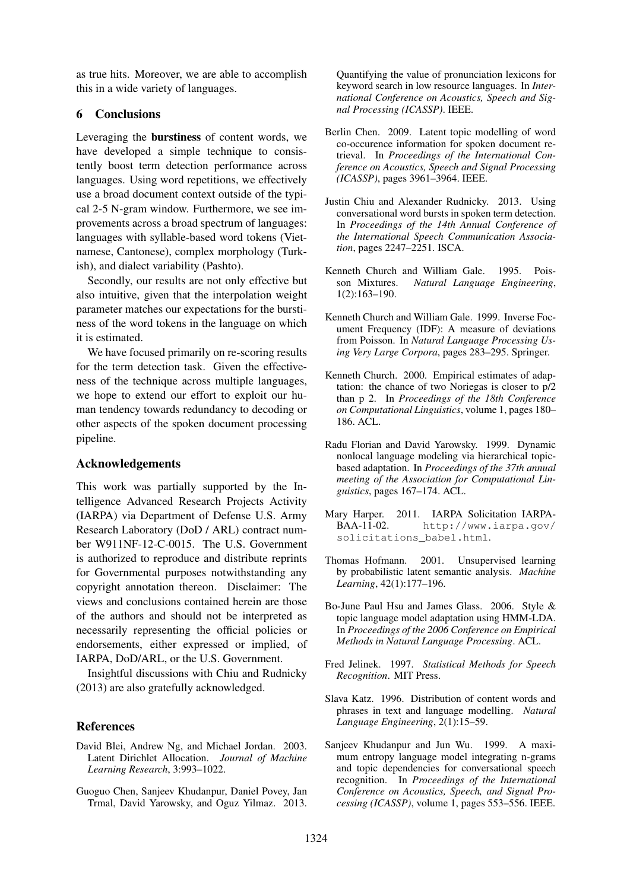as true hits. Moreover, we are able to accomplish this in a wide variety of languages.

## 6 Conclusions

Leveraging the **burstiness** of content words, we have developed a simple technique to consistently boost term detection performance across languages. Using word repetitions, we effectively use a broad document context outside of the typical 2-5 N-gram window. Furthermore, we see improvements across a broad spectrum of languages: languages with syllable-based word tokens (Vietnamese, Cantonese), complex morphology (Turkish), and dialect variability (Pashto).

Secondly, our results are not only effective but also intuitive, given that the interpolation weight parameter matches our expectations for the burstiness of the word tokens in the language on which it is estimated.

We have focused primarily on re-scoring results for the term detection task. Given the effectiveness of the technique across multiple languages, we hope to extend our effort to exploit our human tendency towards redundancy to decoding or other aspects of the spoken document processing pipeline.

## Acknowledgements

This work was partially supported by the Intelligence Advanced Research Projects Activity (IARPA) via Department of Defense U.S. Army Research Laboratory (DoD / ARL) contract number W911NF-12-C-0015. The U.S. Government is authorized to reproduce and distribute reprints for Governmental purposes notwithstanding any copyright annotation thereon. Disclaimer: The views and conclusions contained herein are those of the authors and should not be interpreted as necessarily representing the official policies or endorsements, either expressed or implied, of IARPA, DoD/ARL, or the U.S. Government.

Insightful discussions with Chiu and Rudnicky (2013) are also gratefully acknowledged.

## References

David Blei, Andrew Ng, and Michael Jordan. 2003. Latent Dirichlet Allocation. *Journal of Machine Learning Research*, 3:993–1022.

Guoguo Chen, Sanjeev Khudanpur, Daniel Povey, Jan Trmal, David Yarowsky, and Oguz Yilmaz. 2013. Quantifying the value of pronunciation lexicons for keyword search in low resource languages. In *International Conference on Acoustics, Speech and Signal Processing (ICASSP)*. IEEE.

Berlin Chen. 2009. Latent topic modelling of word co-occurence information for spoken document retrieval. In *Proceedings of the International Conference on Acoustics, Speech and Signal Processing (ICASSP)*, pages 3961–3964. IEEE.

Justin Chiu and Alexander Rudnicky. 2013. Using conversational word bursts in spoken term detection. In *Proceedings of the 14th Annual Conference of the International Speech Communication Association*, pages 2247–2251. ISCA.

Kenneth Church and William Gale. 1995. Poisson Mixtures. *Natural Language Engineering*, 1(2):163–190.

Kenneth Church and William Gale. 1999. Inverse Focument Frequency (IDF): A measure of deviations from Poisson. In *Natural Language Processing Using Very Large Corpora*, pages 283–295. Springer.

Kenneth Church. 2000. Empirical estimates of adaptation: the chance of two Noriegas is closer to p/2 than p 2. In *Proceedings of the 18th Conference on Computational Linguistics*, volume 1, pages 180–186. ACL.

Radu Florian and David Yarowsky. 1999. Dynamic nonlocal language modeling via hierarchical topic-based adaptation. In *Proceedings of the 37th annual meeting of the Association for Computational Linguistics*, pages 167–174. ACL.

Mary Harper. 2011. IARPA Solicitation IARPA-BAA-11-02. `http://www.iarpa.gov/solicitations_babel.html`.

Thomas Hofmann. 2001. Unsupervised learning by probabilistic latent semantic analysis. *Machine Learning*, 42(1):177–196.

Bo-June Paul Hsu and James Glass. 2006. Style & topic language model adaptation using HMM-LDA. In *Proceedings of the 2006 Conference on Empirical Methods in Natural Language Processing*. ACL.

Fred Jelinek. 1997. *Statistical Methods for Speech Recognition*. MIT Press.

Slava Katz. 1996. Distribution of content words and phrases in text and language modelling. *Natural Language Engineering*, 2(1):15–59.

Sanjeev Khudanpur and Jun Wu. 1999. A maximum entropy language model integrating n-grams and topic dependencies for conversational speech recognition. In *Proceedings of the International Conference on Acoustics, Speech, and Signal Processing (ICASSP)*, volume 1, pages 553–556. IEEE.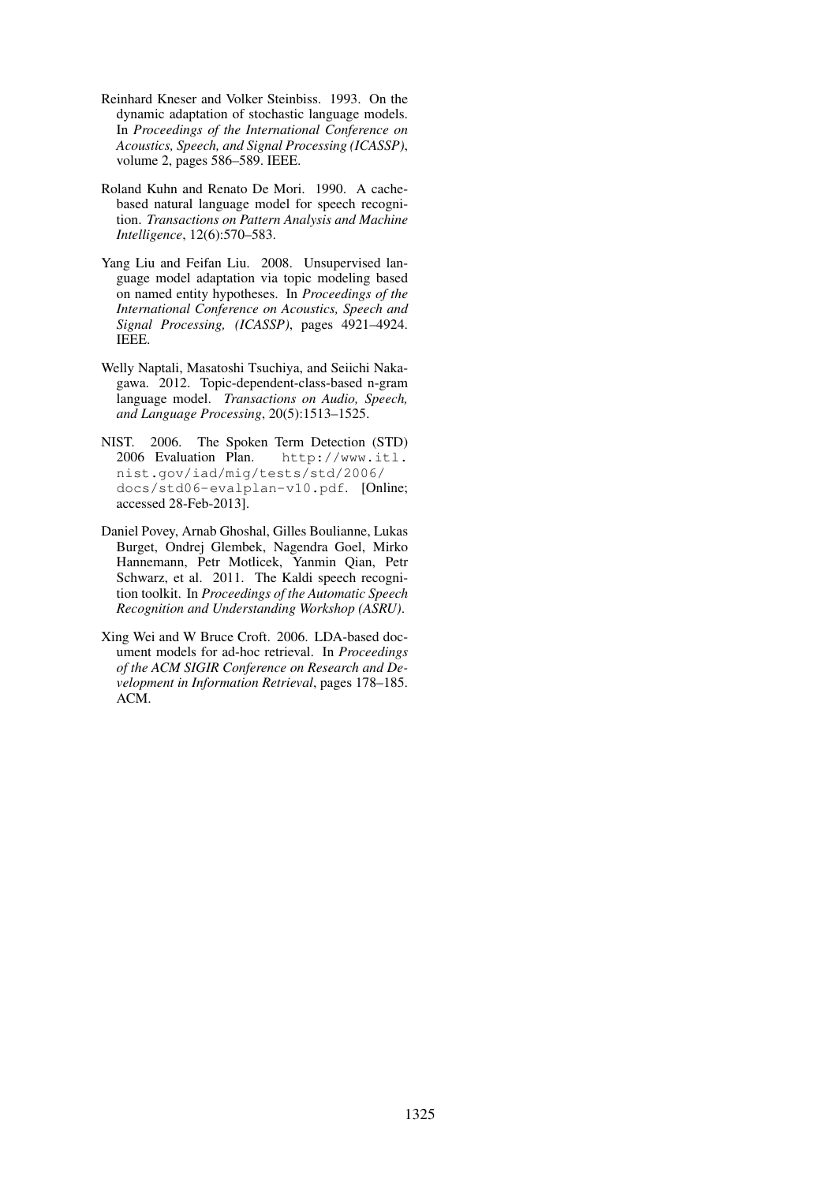Reinhard Kneser and Volker Steinbiss. 1993. On the dynamic adaptation of stochastic language models. In *Proceedings of the International Conference on Acoustics, Speech, and Signal Processing (ICASSP)*, volume 2, pages 586–589. IEEE.

Roland Kuhn and Renato De Mori. 1990. A cache-based natural language model for speech recognition. *Transactions on Pattern Analysis and Machine Intelligence*, 12(6):570–583.

Yang Liu and Feifan Liu. 2008. Unsupervised language model adaptation via topic modeling based on named entity hypotheses. In *Proceedings of the International Conference on Acoustics, Speech and Signal Processing, (ICASSP)*, pages 4921–4924. IEEE.

Welly Naptali, Masatoshi Tsuchiya, and Seiichi Nakagawa. 2012. Topic-dependent-class-based n-gram language model. *Transactions on Audio, Speech, and Language Processing*, 20(5):1513–1525.

NIST. 2006. The Spoken Term Detection (STD) 2006 Evaluation Plan. `http://www.itl.nist.gov/iad/mig/tests/std/2006/docs/std06-evalplan-v10.pdf`. [Online; accessed 28-Feb-2013].

Daniel Povey, Arnab Ghoshal, Gilles Boulianne, Lukas Burget, Ondrej Glembek, Nagendra Goel, Mirko Hannemann, Petr Motlicek, Yanmin Qian, Petr Schwarz, et al. 2011. The Kaldi speech recognition toolkit. In *Proceedings of the Automatic Speech Recognition and Understanding Workshop (ASRU)*.

Xing Wei and W Bruce Croft. 2006. LDA-based document models for ad-hoc retrieval. In *Proceedings of the ACM SIGIR Conference on Research and Development in Information Retrieval*, pages 178–185. ACM.